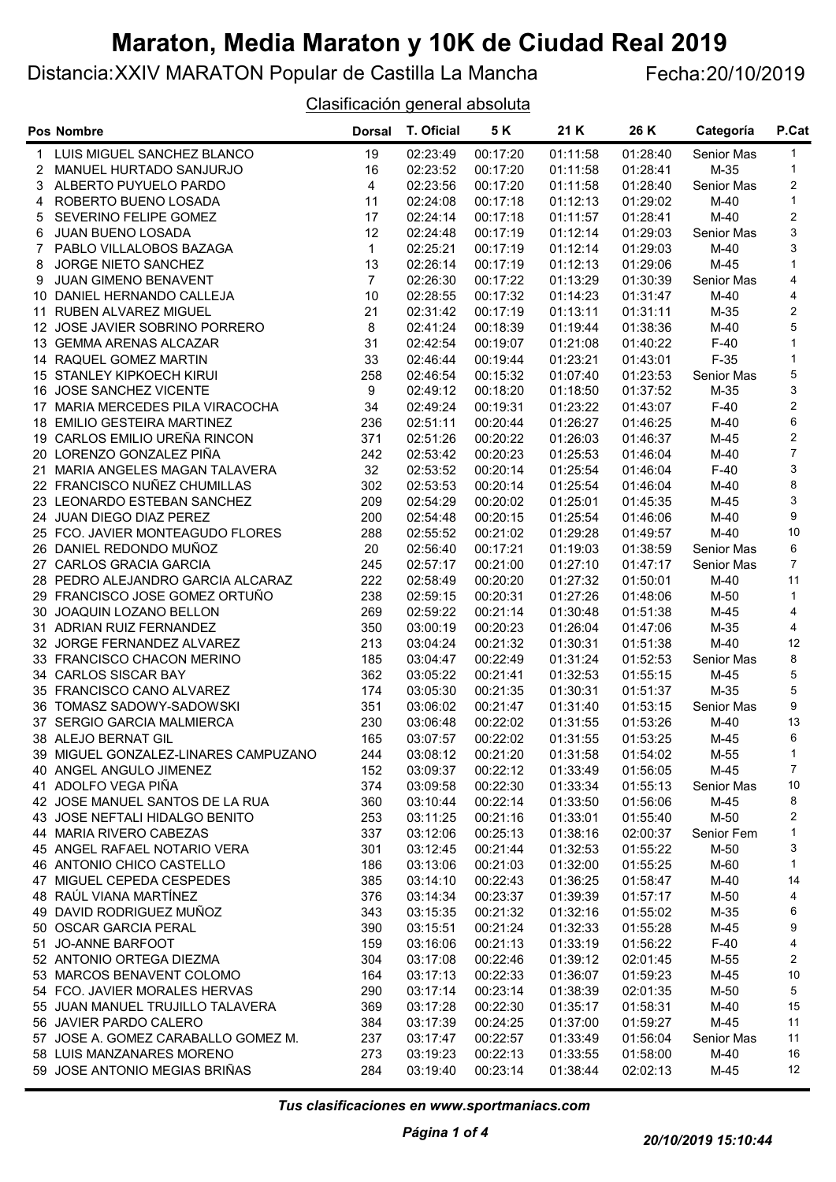# Maraton, Media Maraton y 10K de Ciudad Real 2019

Distancia:XXIV MARATON Popular de Castilla La Mancha

Fecha:20/10/2019

Clasificación general absoluta

| Pos | Nombre | Dorsal | T. Oficial | 5 K | 21 K | 26 K | Categoría | P.Cat |
|---|---|---|---|---|---|---|---|---|
| 1 | LUIS MIGUEL SANCHEZ BLANCO | 19 | 02:23:49 | 00:17:20 | 01:11:58 | 01:28:40 | Senior Mas | 1 |
| 2 | MANUEL HURTADO SANJURJO | 16 | 02:23:52 | 00:17:20 | 01:11:58 | 01:28:41 | M-35 | 1 |
| 3 | ALBERTO PUYUELO PARDO | 4 | 02:23:56 | 00:17:20 | 01:11:58 | 01:28:40 | Senior Mas | 2 |
| 4 | ROBERTO BUENO LOSADA | 11 | 02:24:08 | 00:17:18 | 01:12:13 | 01:29:02 | M-40 | 1 |
| 5 | SEVERINO FELIPE GOMEZ | 17 | 02:24:14 | 00:17:18 | 01:11:57 | 01:28:41 | M-40 | 2 |
| 6 | JUAN BUENO LOSADA | 12 | 02:24:48 | 00:17:19 | 01:12:14 | 01:29:03 | Senior Mas | 3 |
| 7 | PABLO VILLALOBOS BAZAGA | 1 | 02:25:21 | 00:17:19 | 01:12:14 | 01:29:03 | M-40 | 3 |
| 8 | JORGE NIETO SANCHEZ | 13 | 02:26:14 | 00:17:19 | 01:12:13 | 01:29:06 | M-45 | 1 |
| 9 | JUAN GIMENO BENAVENT | 7 | 02:26:30 | 00:17:22 | 01:13:29 | 01:30:39 | Senior Mas | 4 |
| 10 | DANIEL HERNANDO CALLEJA | 10 | 02:28:55 | 00:17:32 | 01:14:23 | 01:31:47 | M-40 | 4 |
| 11 | RUBEN ALVAREZ MIGUEL | 21 | 02:31:42 | 00:17:19 | 01:13:11 | 01:31:11 | M-35 | 2 |
| 12 | JOSE JAVIER SOBRINO PORRERO | 8 | 02:41:24 | 00:18:39 | 01:19:44 | 01:38:36 | M-40 | 5 |
| 13 | GEMMA ARENAS ALCAZAR | 31 | 02:42:54 | 00:19:07 | 01:21:08 | 01:40:22 | F-40 | 1 |
| 14 | RAQUEL GOMEZ MARTIN | 33 | 02:46:44 | 00:19:44 | 01:23:21 | 01:43:01 | F-35 | 1 |
| 15 | STANLEY KIPKOECH KIRUI | 258 | 02:46:54 | 00:15:32 | 01:07:40 | 01:23:53 | Senior Mas | 5 |
| 16 | JOSE SANCHEZ VICENTE | 9 | 02:49:12 | 00:18:20 | 01:18:50 | 01:37:52 | M-35 | 3 |
| 17 | MARIA MERCEDES PILA VIRACOCHA | 34 | 02:49:24 | 00:19:31 | 01:23:22 | 01:43:07 | F-40 | 2 |
| 18 | EMILIO GESTEIRA MARTINEZ | 236 | 02:51:11 | 00:20:44 | 01:26:27 | 01:46:25 | M-40 | 6 |
| 19 | CARLOS EMILIO UREÑA RINCON | 371 | 02:51:26 | 00:20:22 | 01:26:03 | 01:46:37 | M-45 | 2 |
| 20 | LORENZO GONZALEZ PIÑA | 242 | 02:53:42 | 00:20:23 | 01:25:53 | 01:46:04 | M-40 | 7 |
| 21 | MARIA ANGELES MAGAN TALAVERA | 32 | 02:53:52 | 00:20:14 | 01:25:54 | 01:46:04 | F-40 | 3 |
| 22 | FRANCISCO NUÑEZ CHUMILLAS | 302 | 02:53:53 | 00:20:14 | 01:25:54 | 01:46:04 | M-40 | 8 |
| 23 | LEONARDO ESTEBAN SANCHEZ | 209 | 02:54:29 | 00:20:02 | 01:25:01 | 01:45:35 | M-45 | 3 |
| 24 | JUAN DIEGO DIAZ PEREZ | 200 | 02:54:48 | 00:20:15 | 01:25:54 | 01:46:06 | M-40 | 9 |
| 25 | FCO. JAVIER MONTEAGUDO FLORES | 288 | 02:55:52 | 00:21:02 | 01:29:28 | 01:49:57 | M-40 | 10 |
| 26 | DANIEL REDONDO MUÑOZ | 20 | 02:56:40 | 00:17:21 | 01:19:03 | 01:38:59 | Senior Mas | 6 |
| 27 | CARLOS GRACIA GARCIA | 245 | 02:57:17 | 00:21:00 | 01:27:10 | 01:47:17 | Senior Mas | 7 |
| 28 | PEDRO ALEJANDRO GARCIA ALCARAZ | 222 | 02:58:49 | 00:20:20 | 01:27:32 | 01:50:01 | M-40 | 11 |
| 29 | FRANCISCO JOSE GOMEZ ORTUÑO | 238 | 02:59:15 | 00:20:31 | 01:27:26 | 01:48:06 | M-50 | 1 |
| 30 | JOAQUIN LOZANO BELLON | 269 | 02:59:22 | 00:21:14 | 01:30:48 | 01:51:38 | M-45 | 4 |
| 31 | ADRIAN RUIZ FERNANDEZ | 350 | 03:00:19 | 00:20:23 | 01:26:04 | 01:47:06 | M-35 | 4 |
| 32 | JORGE FERNANDEZ ALVAREZ | 213 | 03:04:24 | 00:21:32 | 01:30:31 | 01:51:38 | M-40 | 12 |
| 33 | FRANCISCO CHACON MERINO | 185 | 03:04:47 | 00:22:49 | 01:31:24 | 01:52:53 | Senior Mas | 8 |
| 34 | CARLOS SISCAR BAY | 362 | 03:05:22 | 00:21:41 | 01:32:53 | 01:55:15 | M-45 | 5 |
| 35 | FRANCISCO CANO ALVAREZ | 174 | 03:05:30 | 00:21:35 | 01:30:31 | 01:51:37 | M-35 | 5 |
| 36 | TOMASZ SADOWY-SADOWSKI | 351 | 03:06:02 | 00:21:47 | 01:31:40 | 01:53:15 | Senior Mas | 9 |
| 37 | SERGIO GARCIA MALMIERCA | 230 | 03:06:48 | 00:22:02 | 01:31:55 | 01:53:26 | M-40 | 13 |
| 38 | ALEJO BERNAT GIL | 165 | 03:07:57 | 00:22:02 | 01:31:55 | 01:53:25 | M-45 | 6 |
| 39 | MIGUEL GONZALEZ-LINARES CAMPUZANO | 244 | 03:08:12 | 00:21:20 | 01:31:58 | 01:54:02 | M-55 | 1 |
| 40 | ANGEL ANGULO JIMENEZ | 152 | 03:09:37 | 00:22:12 | 01:33:49 | 01:56:05 | M-45 | 7 |
| 41 | ADOLFO VEGA PIÑA | 374 | 03:09:58 | 00:22:30 | 01:33:34 | 01:55:13 | Senior Mas | 10 |
| 42 | JOSE MANUEL SANTOS DE LA RUA | 360 | 03:10:44 | 00:22:14 | 01:33:50 | 01:56:06 | M-45 | 8 |
| 43 | JOSE NEFTALI HIDALGO BENITO | 253 | 03:11:25 | 00:21:16 | 01:33:01 | 01:55:40 | M-50 | 2 |
| 44 | MARIA RIVERO CABEZAS | 337 | 03:12:06 | 00:25:13 | 01:38:16 | 02:00:37 | Senior Fem | 1 |
| 45 | ANGEL RAFAEL NOTARIO VERA | 301 | 03:12:45 | 00:21:44 | 01:32:53 | 01:55:22 | M-50 | 3 |
| 46 | ANTONIO CHICO CASTELLO | 186 | 03:13:06 | 00:21:03 | 01:32:00 | 01:55:25 | M-60 | 1 |
| 47 | MIGUEL CEPEDA CESPEDES | 385 | 03:14:10 | 00:22:43 | 01:36:25 | 01:58:47 | M-40 | 14 |
| 48 | RAÚL VIANA MARTÍNEZ | 376 | 03:14:34 | 00:23:37 | 01:39:39 | 01:57:17 | M-50 | 4 |
| 49 | DAVID RODRIGUEZ MUÑOZ | 343 | 03:15:35 | 00:21:32 | 01:32:16 | 01:55:02 | M-35 | 6 |
| 50 | OSCAR GARCIA PERAL | 390 | 03:15:51 | 00:21:24 | 01:32:33 | 01:55:28 | M-45 | 9 |
| 51 | JO-ANNE BARFOOT | 159 | 03:16:06 | 00:21:13 | 01:33:19 | 01:56:22 | F-40 | 4 |
| 52 | ANTONIO ORTEGA DIEZMA | 304 | 03:17:08 | 00:22:46 | 01:39:12 | 02:01:45 | M-55 | 2 |
| 53 | MARCOS BENAVENT COLOMO | 164 | 03:17:13 | 00:22:33 | 01:36:07 | 01:59:23 | M-45 | 10 |
| 54 | FCO. JAVIER MORALES HERVAS | 290 | 03:17:14 | 00:23:14 | 01:38:39 | 02:01:35 | M-50 | 5 |
| 55 | JUAN MANUEL TRUJILLO TALAVERA | 369 | 03:17:28 | 00:22:30 | 01:35:17 | 01:58:31 | M-40 | 15 |
| 56 | JAVIER PARDO CALERO | 384 | 03:17:39 | 00:24:25 | 01:37:00 | 01:59:27 | M-45 | 11 |
| 57 | JOSE A. GOMEZ CARABALLO GOMEZ M. | 237 | 03:17:47 | 00:22:57 | 01:33:49 | 01:56:04 | Senior Mas | 11 |
| 58 | LUIS MANZANARES MORENO | 273 | 03:19:23 | 00:22:13 | 01:33:55 | 01:58:00 | M-40 | 16 |
| 59 | JOSE ANTONIO MEGIAS BRIÑAS | 284 | 03:19:40 | 00:23:14 | 01:38:44 | 02:02:13 | M-45 | 12 |

*Tus clasificaciones en www.sportmaniacs.com*

*20/10/2019 15:10:44*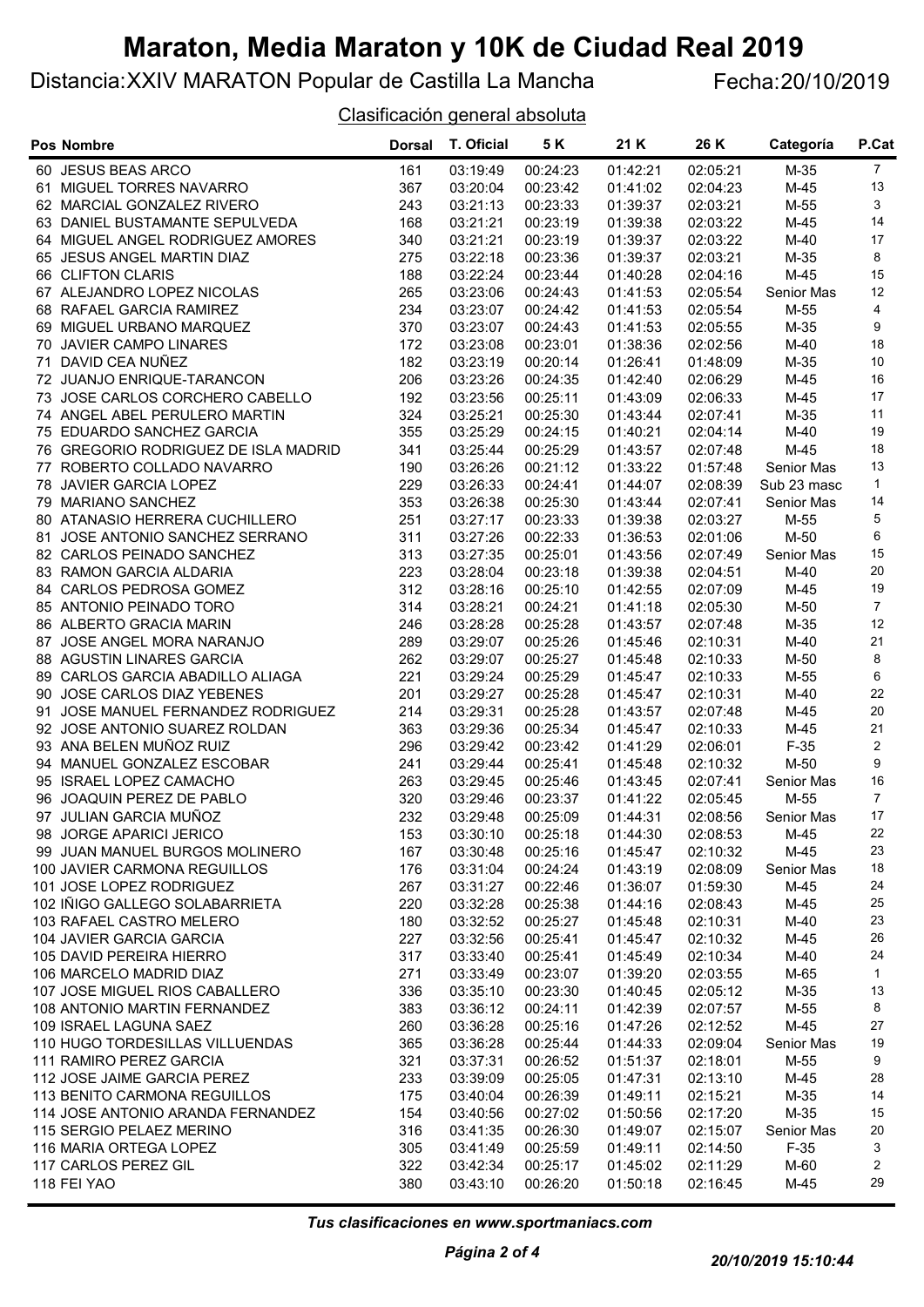# Maraton, Media Maraton y 10K de Ciudad Real 2019

Distancia:XXIV MARATON Popular de Castilla La Mancha

Fecha:20/10/2019

Clasificación general absoluta

| Pos | Nombre | Dorsal | T. Oficial | 5 K | 21 K | 26 K | Categoría | P.Cat |
|---|---|---|---|---|---|---|---|---|
| 60 | JESUS BEAS ARCO | 161 | 03:19:49 | 00:24:23 | 01:42:21 | 02:05:21 | M-35 | 7 |
| 61 | MIGUEL TORRES NAVARRO | 367 | 03:20:04 | 00:23:42 | 01:41:02 | 02:04:23 | M-45 | 13 |
| 62 | MARCIAL GONZALEZ RIVERO | 243 | 03:21:13 | 00:23:33 | 01:39:37 | 02:03:21 | M-55 | 3 |
| 63 | DANIEL BUSTAMANTE SEPULVEDA | 168 | 03:21:21 | 00:23:19 | 01:39:38 | 02:03:22 | M-45 | 14 |
| 64 | MIGUEL ANGEL RODRIGUEZ AMORES | 340 | 03:21:21 | 00:23:19 | 01:39:37 | 02:03:22 | M-40 | 17 |
| 65 | JESUS ANGEL MARTIN DIAZ | 275 | 03:22:18 | 00:23:36 | 01:39:37 | 02:03:21 | M-35 | 8 |
| 66 | CLIFTON CLARIS | 188 | 03:22:24 | 00:23:44 | 01:40:28 | 02:04:16 | M-45 | 15 |
| 67 | ALEJANDRO LOPEZ NICOLAS | 265 | 03:23:06 | 00:24:43 | 01:41:53 | 02:05:54 | Senior Mas | 12 |
| 68 | RAFAEL GARCIA RAMIREZ | 234 | 03:23:07 | 00:24:42 | 01:41:53 | 02:05:54 | M-55 | 4 |
| 69 | MIGUEL URBANO MARQUEZ | 370 | 03:23:07 | 00:24:43 | 01:41:53 | 02:05:55 | M-35 | 9 |
| 70 | JAVIER CAMPO LINARES | 172 | 03:23:08 | 00:23:01 | 01:38:36 | 02:02:56 | M-40 | 18 |
| 71 | DAVID CEA NUÑEZ | 182 | 03:23:19 | 00:20:14 | 01:26:41 | 01:48:09 | M-35 | 10 |
| 72 | JUANJO ENRIQUE-TARANCON | 206 | 03:23:26 | 00:24:35 | 01:42:40 | 02:06:29 | M-45 | 16 |
| 73 | JOSE CARLOS CORCHERO CABELLO | 192 | 03:23:56 | 00:25:11 | 01:43:09 | 02:06:33 | M-45 | 17 |
| 74 | ANGEL ABEL PERULERO MARTIN | 324 | 03:25:21 | 00:25:30 | 01:43:44 | 02:07:41 | M-35 | 11 |
| 75 | EDUARDO SANCHEZ GARCIA | 355 | 03:25:29 | 00:24:15 | 01:40:21 | 02:04:14 | M-40 | 19 |
| 76 | GREGORIO RODRIGUEZ DE ISLA MADRID | 341 | 03:25:44 | 00:25:29 | 01:43:57 | 02:07:48 | M-45 | 18 |
| 77 | ROBERTO COLLADO NAVARRO | 190 | 03:26:26 | 00:21:12 | 01:33:22 | 01:57:48 | Senior Mas | 13 |
| 78 | JAVIER GARCIA LOPEZ | 229 | 03:26:33 | 00:24:41 | 01:44:07 | 02:08:39 | Sub 23 masc | 1 |
| 79 | MARIANO SANCHEZ | 353 | 03:26:38 | 00:25:30 | 01:43:44 | 02:07:41 | Senior Mas | 14 |
| 80 | ATANASIO HERRERA CUCHILLERO | 251 | 03:27:17 | 00:23:33 | 01:39:38 | 02:03:27 | M-55 | 5 |
| 81 | JOSE ANTONIO SANCHEZ SERRANO | 311 | 03:27:26 | 00:22:33 | 01:36:53 | 02:01:06 | M-50 | 6 |
| 82 | CARLOS PEINADO SANCHEZ | 313 | 03:27:35 | 00:25:01 | 01:43:56 | 02:07:49 | Senior Mas | 15 |
| 83 | RAMON GARCIA ALDARIA | 223 | 03:28:04 | 00:23:18 | 01:39:38 | 02:04:51 | M-40 | 20 |
| 84 | CARLOS PEDROSA GOMEZ | 312 | 03:28:16 | 00:25:10 | 01:42:55 | 02:07:09 | M-45 | 19 |
| 85 | ANTONIO PEINADO TORO | 314 | 03:28:21 | 00:24:21 | 01:41:18 | 02:05:30 | M-50 | 7 |
| 86 | ALBERTO GRACIA MARIN | 246 | 03:28:28 | 00:25:28 | 01:43:57 | 02:07:48 | M-35 | 12 |
| 87 | JOSE ANGEL MORA NARANJO | 289 | 03:29:07 | 00:25:26 | 01:45:46 | 02:10:31 | M-40 | 21 |
| 88 | AGUSTIN LINARES GARCIA | 262 | 03:29:07 | 00:25:27 | 01:45:48 | 02:10:33 | M-50 | 8 |
| 89 | CARLOS GARCIA ABADILLO ALIAGA | 221 | 03:29:24 | 00:25:29 | 01:45:47 | 02:10:33 | M-55 | 6 |
| 90 | JOSE CARLOS DIAZ YEBENES | 201 | 03:29:27 | 00:25:28 | 01:45:47 | 02:10:31 | M-40 | 22 |
| 91 | JOSE MANUEL FERNANDEZ RODRIGUEZ | 214 | 03:29:31 | 00:25:28 | 01:43:57 | 02:07:48 | M-45 | 20 |
| 92 | JOSE ANTONIO SUAREZ ROLDAN | 363 | 03:29:36 | 00:25:34 | 01:45:47 | 02:10:33 | M-45 | 21 |
| 93 | ANA BELEN MUÑOZ RUIZ | 296 | 03:29:42 | 00:23:42 | 01:41:29 | 02:06:01 | F-35 | 2 |
| 94 | MANUEL GONZALEZ ESCOBAR | 241 | 03:29:44 | 00:25:41 | 01:45:48 | 02:10:32 | M-50 | 9 |
| 95 | ISRAEL LOPEZ CAMACHO | 263 | 03:29:45 | 00:25:46 | 01:43:45 | 02:07:41 | Senior Mas | 16 |
| 96 | JOAQUIN PEREZ DE PABLO | 320 | 03:29:46 | 00:23:37 | 01:41:22 | 02:05:45 | M-55 | 7 |
| 97 | JULIAN GARCIA MUÑOZ | 232 | 03:29:48 | 00:25:09 | 01:44:31 | 02:08:56 | Senior Mas | 17 |
| 98 | JORGE APARICI JERICO | 153 | 03:30:10 | 00:25:18 | 01:44:30 | 02:08:53 | M-45 | 22 |
| 99 | JUAN MANUEL BURGOS MOLINERO | 167 | 03:30:48 | 00:25:16 | 01:45:47 | 02:10:32 | M-45 | 23 |
| 100 | JAVIER CARMONA REGUILLOS | 176 | 03:31:04 | 00:24:24 | 01:43:19 | 02:08:09 | Senior Mas | 18 |
| 101 | JOSE LOPEZ RODRIGUEZ | 267 | 03:31:27 | 00:22:46 | 01:36:07 | 01:59:30 | M-45 | 24 |
| 102 | IÑIGO GALLEGO SOLABARRIETA | 220 | 03:32:28 | 00:25:38 | 01:44:16 | 02:08:43 | M-45 | 25 |
| 103 | RAFAEL CASTRO MELERO | 180 | 03:32:52 | 00:25:27 | 01:45:48 | 02:10:31 | M-40 | 23 |
| 104 | JAVIER GARCIA GARCIA | 227 | 03:32:56 | 00:25:41 | 01:45:47 | 02:10:32 | M-45 | 26 |
| 105 | DAVID PEREIRA HIERRO | 317 | 03:33:40 | 00:25:41 | 01:45:49 | 02:10:34 | M-40 | 24 |
| 106 | MARCELO MADRID DIAZ | 271 | 03:33:49 | 00:23:07 | 01:39:20 | 02:03:55 | M-65 | 1 |
| 107 | JOSE MIGUEL RIOS CABALLERO | 336 | 03:35:10 | 00:23:30 | 01:40:45 | 02:05:12 | M-35 | 13 |
| 108 | ANTONIO MARTIN FERNANDEZ | 383 | 03:36:12 | 00:24:11 | 01:42:39 | 02:07:57 | M-55 | 8 |
| 109 | ISRAEL LAGUNA SAEZ | 260 | 03:36:28 | 00:25:16 | 01:47:26 | 02:12:52 | M-45 | 27 |
| 110 | HUGO TORDESILLAS VILLUENDAS | 365 | 03:36:28 | 00:25:44 | 01:44:33 | 02:09:04 | Senior Mas | 19 |
| 111 | RAMIRO PEREZ GARCIA | 321 | 03:37:31 | 00:26:52 | 01:51:37 | 02:18:01 | M-55 | 9 |
| 112 | JOSE JAIME GARCIA PEREZ | 233 | 03:39:09 | 00:25:05 | 01:47:31 | 02:13:10 | M-45 | 28 |
| 113 | BENITO CARMONA REGUILLOS | 175 | 03:40:04 | 00:26:39 | 01:49:11 | 02:15:21 | M-35 | 14 |
| 114 | JOSE ANTONIO ARANDA FERNANDEZ | 154 | 03:40:56 | 00:27:02 | 01:50:56 | 02:17:20 | M-35 | 15 |
| 115 | SERGIO PELAEZ MERINO | 316 | 03:41:35 | 00:26:30 | 01:49:07 | 02:15:07 | Senior Mas | 20 |
| 116 | MARIA ORTEGA LOPEZ | 305 | 03:41:49 | 00:25:59 | 01:49:11 | 02:14:50 | F-35 | 3 |
| 117 | CARLOS PEREZ GIL | 322 | 03:42:34 | 00:25:17 | 01:45:02 | 02:11:29 | M-60 | 2 |
| 118 | FEI YAO | 380 | 03:43:10 | 00:26:20 | 01:50:18 | 02:16:45 | M-45 | 29 |

*Tus clasificaciones en www.sportmaniacs.com*

*20/10/2019 15:10:44*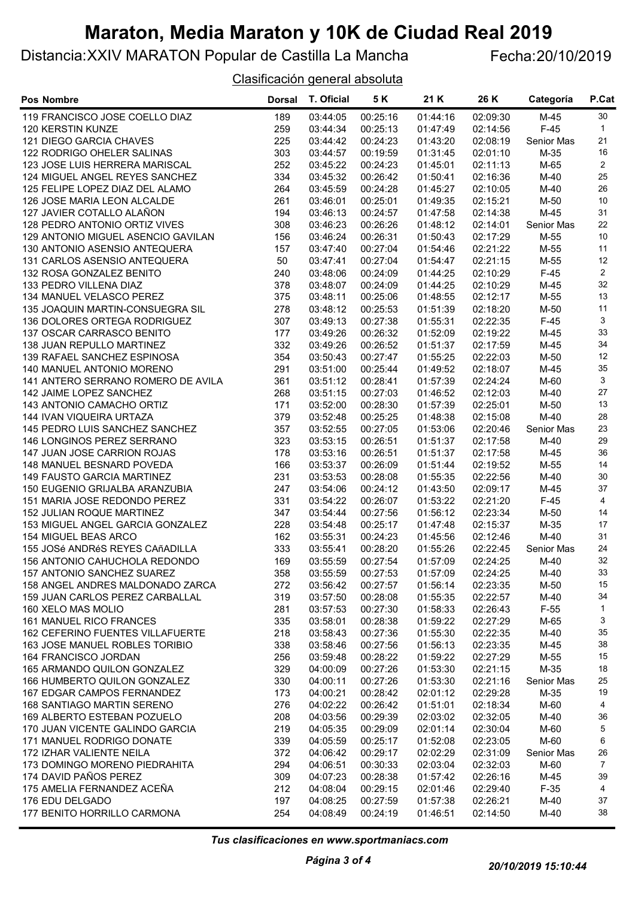# Maraton, Media Maraton y 10K de Ciudad Real 2019

Distancia:XXIV MARATON Popular de Castilla La Mancha

Fecha:20/10/2019

Clasificación general absoluta

| Pos | Nombre | Dorsal | T. Oficial | 5 K | 21 K | 26 K | Categoría | P.Cat |
|---|---|---|---|---|---|---|---|---|
| 119 | FRANCISCO JOSE COELLO DIAZ | 189 | 03:44:05 | 00:25:16 | 01:44:16 | 02:09:30 | M-45 | 30 |
| 120 | KERSTIN KUNZE | 259 | 03:44:34 | 00:25:13 | 01:47:49 | 02:14:56 | F-45 | 1 |
| 121 | DIEGO GARCIA CHAVES | 225 | 03:44:42 | 00:24:23 | 01:43:20 | 02:08:19 | Senior Mas | 21 |
| 122 | RODRIGO OHELER SALINAS | 303 | 03:44:57 | 00:19:59 | 01:31:45 | 02:01:10 | M-35 | 16 |
| 123 | JOSE LUIS HERRERA MARISCAL | 252 | 03:45:22 | 00:24:23 | 01:45:01 | 02:11:13 | M-65 | 2 |
| 124 | MIGUEL ANGEL REYES SANCHEZ | 334 | 03:45:32 | 00:26:42 | 01:50:41 | 02:16:36 | M-40 | 25 |
| 125 | FELIPE LOPEZ DIAZ DEL ALAMO | 264 | 03:45:59 | 00:24:28 | 01:45:27 | 02:10:05 | M-40 | 26 |
| 126 | JOSE MARIA LEON ALCALDE | 261 | 03:46:01 | 00:25:01 | 01:49:35 | 02:15:21 | M-50 | 10 |
| 127 | JAVIER COTALLO ALAÑON | 194 | 03:46:13 | 00:24:57 | 01:47:58 | 02:14:38 | M-45 | 31 |
| 128 | PEDRO ANTONIO ORTIZ VIVES | 308 | 03:46:23 | 00:26:26 | 01:48:12 | 02:14:01 | Senior Mas | 22 |
| 129 | ANTONIO MIGUEL ASENCIO GAVILAN | 156 | 03:46:24 | 00:26:31 | 01:50:43 | 02:17:29 | M-55 | 10 |
| 130 | ANTONIO ASENSIO ANTEQUERA | 157 | 03:47:40 | 00:27:04 | 01:54:46 | 02:21:22 | M-55 | 11 |
| 131 | CARLOS ASENSIO ANTEQUERA | 50 | 03:47:41 | 00:27:04 | 01:54:47 | 02:21:15 | M-55 | 12 |
| 132 | ROSA GONZALEZ BENITO | 240 | 03:48:06 | 00:24:09 | 01:44:25 | 02:10:29 | F-45 | 2 |
| 133 | PEDRO VILLENA DIAZ | 378 | 03:48:07 | 00:24:09 | 01:44:25 | 02:10:29 | M-45 | 32 |
| 134 | MANUEL VELASCO PEREZ | 375 | 03:48:11 | 00:25:06 | 01:48:55 | 02:12:17 | M-55 | 13 |
| 135 | JOAQUIN MARTIN-CONSUEGRA SIL | 278 | 03:48:12 | 00:25:53 | 01:51:39 | 02:18:20 | M-50 | 11 |
| 136 | DOLORES ORTEGA RODRIGUEZ | 307 | 03:49:13 | 00:27:38 | 01:55:31 | 02:22:35 | F-45 | 3 |
| 137 | OSCAR CARRASCO BENITO | 177 | 03:49:26 | 00:26:32 | 01:52:09 | 02:19:22 | M-45 | 33 |
| 138 | JUAN REPULLO MARTINEZ | 332 | 03:49:26 | 00:26:52 | 01:51:37 | 02:17:59 | M-45 | 34 |
| 139 | RAFAEL SANCHEZ ESPINOSA | 354 | 03:50:43 | 00:27:47 | 01:55:25 | 02:22:03 | M-50 | 12 |
| 140 | MANUEL ANTONIO MORENO | 291 | 03:51:00 | 00:25:44 | 01:49:52 | 02:18:07 | M-45 | 35 |
| 141 | ANTERO SERRANO ROMERO DE AVILA | 361 | 03:51:12 | 00:28:41 | 01:57:39 | 02:24:24 | M-60 | 3 |
| 142 | JAIME LOPEZ SANCHEZ | 268 | 03:51:15 | 00:27:03 | 01:46:52 | 02:12:03 | M-40 | 27 |
| 143 | ANTONIO CAMACHO ORTIZ | 171 | 03:52:00 | 00:28:30 | 01:57:39 | 02:25:01 | M-50 | 13 |
| 144 | IVAN VIQUEIRA URTAZA | 379 | 03:52:48 | 00:25:25 | 01:48:38 | 02:15:08 | M-40 | 28 |
| 145 | PEDRO LUIS SANCHEZ SANCHEZ | 357 | 03:52:55 | 00:27:05 | 01:53:06 | 02:20:46 | Senior Mas | 23 |
| 146 | LONGINOS PEREZ SERRANO | 323 | 03:53:15 | 00:26:51 | 01:51:37 | 02:17:58 | M-40 | 29 |
| 147 | JUAN JOSE CARRION ROJAS | 178 | 03:53:16 | 00:26:51 | 01:51:37 | 02:17:58 | M-45 | 36 |
| 148 | MANUEL BESNARD POVEDA | 166 | 03:53:37 | 00:26:09 | 01:51:44 | 02:19:52 | M-55 | 14 |
| 149 | FAUSTO GARCIA MARTINEZ | 231 | 03:53:53 | 00:28:08 | 01:55:35 | 02:22:56 | M-40 | 30 |
| 150 | EUGENIO GRIJALBA ARANZUBIA | 247 | 03:54:06 | 00:24:12 | 01:43:50 | 02:09:17 | M-45 | 37 |
| 151 | MARIA JOSE REDONDO PEREZ | 331 | 03:54:22 | 00:26:07 | 01:53:22 | 02:21:20 | F-45 | 4 |
| 152 | JULIAN ROQUE MARTINEZ | 347 | 03:54:44 | 00:27:56 | 01:56:12 | 02:23:34 | M-50 | 14 |
| 153 | MIGUEL ANGEL GARCIA GONZALEZ | 228 | 03:54:48 | 00:25:17 | 01:47:48 | 02:15:37 | M-35 | 17 |
| 154 | MIGUEL BEAS ARCO | 162 | 03:55:31 | 00:24:23 | 01:45:56 | 02:12:46 | M-40 | 31 |
| 155 | JOSé ANDRéS REYES CAñADILLA | 333 | 03:55:41 | 00:28:20 | 01:55:26 | 02:22:45 | Senior Mas | 24 |
| 156 | ANTONIO CAHUCHOLA REDONDO | 169 | 03:55:59 | 00:27:54 | 01:57:09 | 02:24:25 | M-40 | 32 |
| 157 | ANTONIO SANCHEZ SUAREZ | 358 | 03:55:59 | 00:27:53 | 01:57:09 | 02:24:25 | M-40 | 33 |
| 158 | ANGEL ANDRES MALDONADO ZARCA | 272 | 03:56:42 | 00:27:57 | 01:56:14 | 02:23:35 | M-50 | 15 |
| 159 | JUAN CARLOS PEREZ CARBALLAL | 319 | 03:57:50 | 00:28:08 | 01:55:35 | 02:22:57 | M-40 | 34 |
| 160 | XELO MAS MOLIO | 281 | 03:57:53 | 00:27:30 | 01:58:33 | 02:26:43 | F-55 | 1 |
| 161 | MANUEL RICO FRANCES | 335 | 03:58:01 | 00:28:38 | 01:59:22 | 02:27:29 | M-65 | 3 |
| 162 | CEFERINO FUENTES VILLAFUERTE | 218 | 03:58:43 | 00:27:36 | 01:55:30 | 02:22:35 | M-40 | 35 |
| 163 | JOSE MANUEL ROBLES TORIBIO | 338 | 03:58:46 | 00:27:56 | 01:56:13 | 02:23:35 | M-45 | 38 |
| 164 | FRANCISCO JORDAN | 256 | 03:59:48 | 00:28:22 | 01:59:22 | 02:27:29 | M-55 | 15 |
| 165 | ARMANDO QUILON GONZALEZ | 329 | 04:00:09 | 00:27:26 | 01:53:30 | 02:21:15 | M-35 | 18 |
| 166 | HUMBERTO QUILON GONZALEZ | 330 | 04:00:11 | 00:27:26 | 01:53:30 | 02:21:16 | Senior Mas | 25 |
| 167 | EDGAR CAMPOS FERNANDEZ | 173 | 04:00:21 | 00:28:42 | 02:01:12 | 02:29:28 | M-35 | 19 |
| 168 | SANTIAGO MARTIN SERENO | 276 | 04:02:22 | 00:26:42 | 01:51:01 | 02:18:34 | M-60 | 4 |
| 169 | ALBERTO ESTEBAN POZUELO | 208 | 04:03:56 | 00:29:39 | 02:03:02 | 02:32:05 | M-40 | 36 |
| 170 | JUAN VICENTE GALINDO GARCIA | 219 | 04:05:35 | 00:29:09 | 02:01:14 | 02:30:04 | M-60 | 5 |
| 171 | MANUEL RODRIGO DONATE | 339 | 04:05:59 | 00:25:17 | 01:52:08 | 02:23:05 | M-60 | 6 |
| 172 | IZHAR VALIENTE NEILA | 372 | 04:06:42 | 00:29:17 | 02:02:29 | 02:31:09 | Senior Mas | 26 |
| 173 | DOMINGO MORENO PIEDRAHITA | 294 | 04:06:51 | 00:30:33 | 02:03:04 | 02:32:03 | M-60 | 7 |
| 174 | DAVID PAÑOS PEREZ | 309 | 04:07:23 | 00:28:38 | 01:57:42 | 02:26:16 | M-45 | 39 |
| 175 | AMELIA FERNANDEZ ACEÑA | 212 | 04:08:04 | 00:29:15 | 02:01:46 | 02:29:40 | F-35 | 4 |
| 176 | EDU DELGADO | 197 | 04:08:25 | 00:27:59 | 01:57:38 | 02:26:21 | M-40 | 37 |
| 177 | BENITO HORRILLO CARMONA | 254 | 04:08:49 | 00:24:19 | 01:46:51 | 02:14:50 | M-40 | 38 |

*Tus clasificaciones en www.sportmaniacs.com*

*20/10/2019 15:10:44*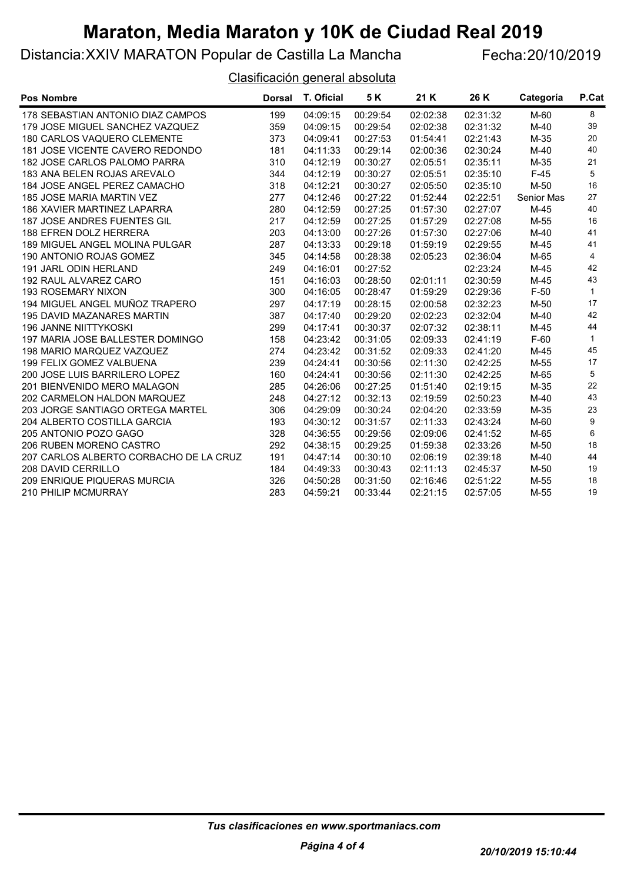# Maraton, Media Maraton y 10K de Ciudad Real 2019

Distancia:XXIV MARATON Popular de Castilla La Mancha

Fecha:20/10/2019

Clasificación general absoluta

| Pos Nombre | Dorsal | T. Oficial | 5 K | 21 K | 26 K | Categoría | P.Cat |
|---|---|---|---|---|---|---|---|
| 178 SEBASTIAN ANTONIO DIAZ CAMPOS | 199 | 04:09:15 | 00:29:54 | 02:02:38 | 02:31:32 | M-60 | 8 |
| 179 JOSE MIGUEL SANCHEZ VAZQUEZ | 359 | 04:09:15 | 00:29:54 | 02:02:38 | 02:31:32 | M-40 | 39 |
| 180 CARLOS VAQUERO CLEMENTE | 373 | 04:09:41 | 00:27:53 | 01:54:41 | 02:21:43 | M-35 | 20 |
| 181 JOSE VICENTE CAVERO REDONDO | 181 | 04:11:33 | 00:29:14 | 02:00:36 | 02:30:24 | M-40 | 40 |
| 182 JOSE CARLOS PALOMO PARRA | 310 | 04:12:19 | 00:30:27 | 02:05:51 | 02:35:11 | M-35 | 21 |
| 183 ANA BELEN ROJAS AREVALO | 344 | 04:12:19 | 00:30:27 | 02:05:51 | 02:35:10 | F-45 | 5 |
| 184 JOSE ANGEL PEREZ CAMACHO | 318 | 04:12:21 | 00:30:27 | 02:05:50 | 02:35:10 | M-50 | 16 |
| 185 JOSE MARIA MARTIN VEZ | 277 | 04:12:46 | 00:27:22 | 01:52:44 | 02:22:51 | Senior Mas | 27 |
| 186 XAVIER MARTINEZ LAPARRA | 280 | 04:12:59 | 00:27:25 | 01:57:30 | 02:27:07 | M-45 | 40 |
| 187 JOSE ANDRES FUENTES GIL | 217 | 04:12:59 | 00:27:25 | 01:57:29 | 02:27:08 | M-55 | 16 |
| 188 EFREN DOLZ HERRERA | 203 | 04:13:00 | 00:27:26 | 01:57:30 | 02:27:06 | M-40 | 41 |
| 189 MIGUEL ANGEL MOLINA PULGAR | 287 | 04:13:33 | 00:29:18 | 01:59:19 | 02:29:55 | M-45 | 41 |
| 190 ANTONIO ROJAS GOMEZ | 345 | 04:14:58 | 00:28:38 | 02:05:23 | 02:36:04 | M-65 | 4 |
| 191 JARL ODIN HERLAND | 249 | 04:16:01 | 00:27:52 | | 02:23:24 | M-45 | 42 |
| 192 RAUL ALVAREZ CARO | 151 | 04:16:03 | 00:28:50 | 02:01:11 | 02:30:59 | M-45 | 43 |
| 193 ROSEMARY NIXON | 300 | 04:16:05 | 00:28:47 | 01:59:29 | 02:29:36 | F-50 | 1 |
| 194 MIGUEL ANGEL MUÑOZ TRAPERO | 297 | 04:17:19 | 00:28:15 | 02:00:58 | 02:32:23 | M-50 | 17 |
| 195 DAVID MAZANARES MARTIN | 387 | 04:17:40 | 00:29:20 | 02:02:23 | 02:32:04 | M-40 | 42 |
| 196 JANNE NIITTYKOSKI | 299 | 04:17:41 | 00:30:37 | 02:07:32 | 02:38:11 | M-45 | 44 |
| 197 MARIA JOSE BALLESTER DOMINGO | 158 | 04:23:42 | 00:31:05 | 02:09:33 | 02:41:19 | F-60 | 1 |
| 198 MARIO MARQUEZ VAZQUEZ | 274 | 04:23:42 | 00:31:52 | 02:09:33 | 02:41:20 | M-45 | 45 |
| 199 FELIX GOMEZ VALBUENA | 239 | 04:24:41 | 00:30:56 | 02:11:30 | 02:42:25 | M-55 | 17 |
| 200 JOSE LUIS BARRILERO LOPEZ | 160 | 04:24:41 | 00:30:56 | 02:11:30 | 02:42:25 | M-65 | 5 |
| 201 BIENVENIDO MERO MALAGON | 285 | 04:26:06 | 00:27:25 | 01:51:40 | 02:19:15 | M-35 | 22 |
| 202 CARMELON HALDON MARQUEZ | 248 | 04:27:12 | 00:32:13 | 02:19:59 | 02:50:23 | M-40 | 43 |
| 203 JORGE SANTIAGO ORTEGA MARTEL | 306 | 04:29:09 | 00:30:24 | 02:04:20 | 02:33:59 | M-35 | 23 |
| 204 ALBERTO COSTILLA GARCIA | 193 | 04:30:12 | 00:31:57 | 02:11:33 | 02:43:24 | M-60 | 9 |
| 205 ANTONIO POZO GAGO | 328 | 04:36:55 | 00:29:56 | 02:09:06 | 02:41:52 | M-65 | 6 |
| 206 RUBEN MORENO CASTRO | 292 | 04:38:15 | 00:29:25 | 01:59:38 | 02:33:26 | M-50 | 18 |
| 207 CARLOS ALBERTO CORBACHO DE LA CRUZ | 191 | 04:47:14 | 00:30:10 | 02:06:19 | 02:39:18 | M-40 | 44 |
| 208 DAVID CERRILLO | 184 | 04:49:33 | 00:30:43 | 02:11:13 | 02:45:37 | M-50 | 19 |
| 209 ENRIQUE PIQUERAS MURCIA | 326 | 04:50:28 | 00:31:50 | 02:16:46 | 02:51:22 | M-55 | 18 |
| 210 PHILIP MCMURRAY | 283 | 04:59:21 | 00:33:44 | 02:21:15 | 02:57:05 | M-55 | 19 |

*Tus clasificaciones en www.sportmaniacs.com*

*20/10/2019 15:10:44*